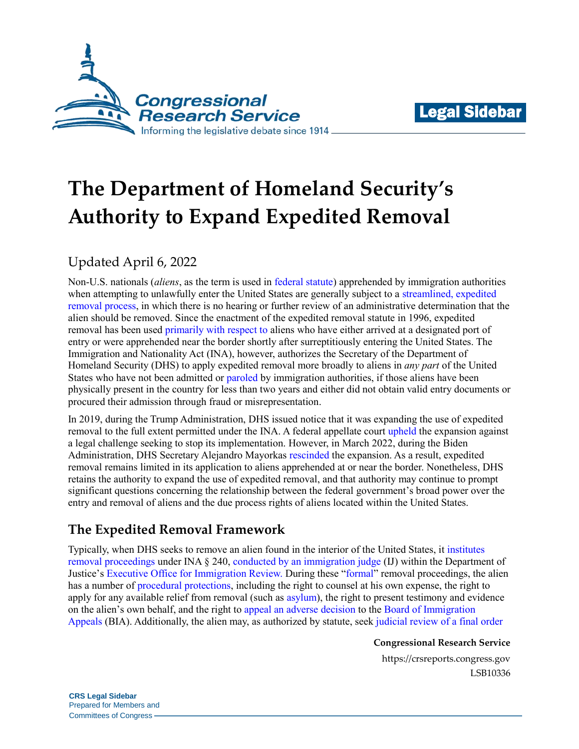# The Department of Homeland Security's Authority to Expand Expedited Removal

Updated April 6, 2022

Non-U.S. nationals (*aliens*, as the term is used in federal statute) apprehended by immigration authorities when attempting to unlawfully enter the United States are generally subject to a streamlined, expedited removal process, in which there is no hearing or further review of an administrative determination that the alien should be removed. Since the enactment of the expedited removal statute in 1996, expedited removal has been used primarily with respect to aliens who have either arrived at a designated port of entry or were apprehended near the border shortly after surreptitiously entering the United States. The Immigration and Nationality Act (INA), however, authorizes the Secretary of the Department of Homeland Security (DHS) to apply expedited removal more broadly to aliens in *any part* of the United States who have not been admitted or paroled by immigration authorities, if those aliens have been physically present in the country for less than two years and either did not obtain valid entry documents or procured their admission through fraud or misrepresentation.

In 2019, during the Trump Administration, DHS issued notice that it was expanding the use of expedited removal to the full extent permitted under the INA. A federal appellate court upheld the expansion against a legal challenge seeking to stop its implementation. However, in March 2022, during the Biden Administration, DHS Secretary Alejandro Mayorkas rescinded the expansion. As a result, expedited removal remains limited in its application to aliens apprehended at or near the border. Nonetheless, DHS retains the authority to expand the use of expedited removal, and that authority may continue to prompt significant questions concerning the relationship between the federal government's broad power over the entry and removal of aliens and the due process rights of aliens located within the United States.

## The Expedited Removal Framework

Typically, when DHS seeks to remove an alien found in the interior of the United States, it institutes removal proceedings under INA § 240, conducted by an immigration judge (IJ) within the Department of Justice's Executive Office for Immigration Review. During these "formal" removal proceedings, the alien has a number of procedural protections, including the right to counsel at his own expense, the right to apply for any available relief from removal (such as asylum), the right to present testimony and evidence on the alien's own behalf, and the right to appeal an adverse decision to the Board of Immigration Appeals (BIA). Additionally, the alien may, as authorized by statute, seek judicial review of a final order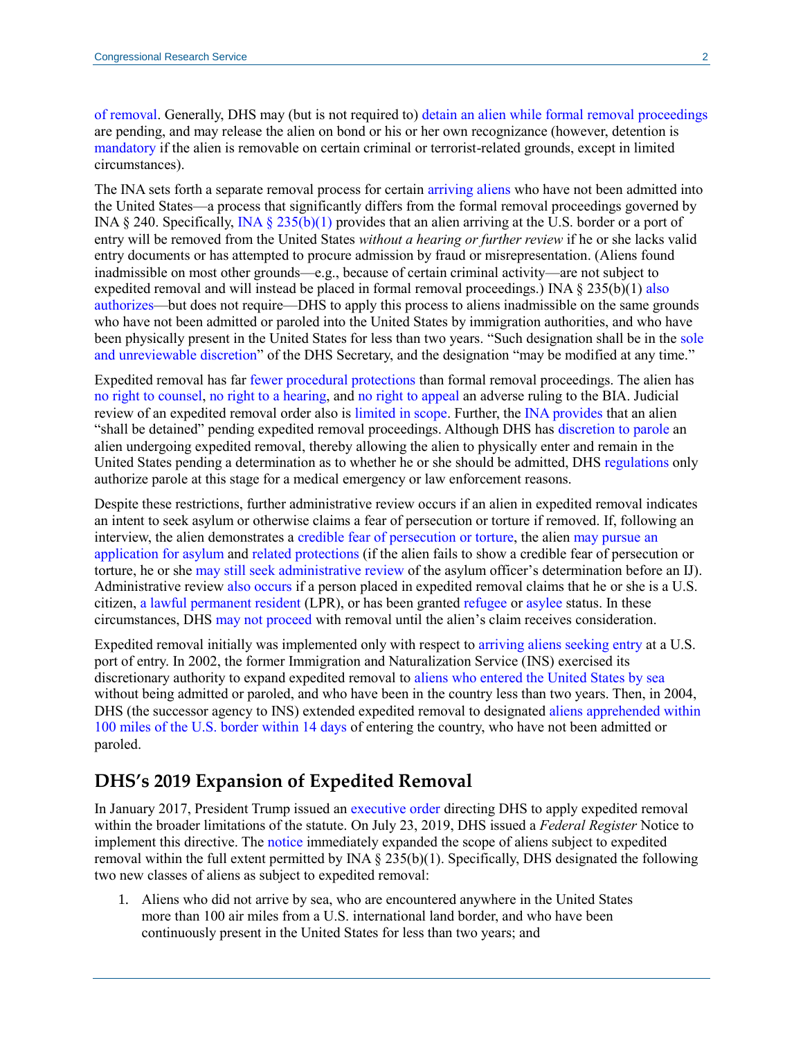of removal. Generally, DHS may (but is not required to) detain an alien while formal removal proceedings are pending, and may release the alien on bond or his or her own recognizance (however, detention is mandatory if the alien is removable on certain criminal or terrorist-related grounds, except in limited circumstances).

The INA sets forth a separate removal process for certain arriving aliens who have not been admitted into the United States—a process that significantly differs from the formal removal proceedings governed by INA § 240. Specifically, INA § 235(b)(1) provides that an alien arriving at the U.S. border or a port of entry will be removed from the United States *without a hearing or further review* if he or she lacks valid entry documents or has attempted to procure admission by fraud or misrepresentation. (Aliens found inadmissible on most other grounds—e.g., because of certain criminal activity—are not subject to expedited removal and will instead be placed in formal removal proceedings.) INA § 235(b)(1) also authorizes—but does not require—DHS to apply this process to aliens inadmissible on the same grounds who have not been admitted or paroled into the United States by immigration authorities, and who have been physically present in the United States for less than two years. "Such designation shall be in the sole and unreviewable discretion" of the DHS Secretary, and the designation "may be modified at any time."

Expedited removal has far fewer procedural protections than formal removal proceedings. The alien has no right to counsel, no right to a hearing, and no right to appeal an adverse ruling to the BIA. Judicial review of an expedited removal order also is limited in scope. Further, the INA provides that an alien "shall be detained" pending expedited removal proceedings. Although DHS has discretion to parole an alien undergoing expedited removal, thereby allowing the alien to physically enter and remain in the United States pending a determination as to whether he or she should be admitted, DHS regulations only authorize parole at this stage for a medical emergency or law enforcement reasons.

Despite these restrictions, further administrative review occurs if an alien in expedited removal indicates an intent to seek asylum or otherwise claims a fear of persecution or torture if removed. If, following an interview, the alien demonstrates a credible fear of persecution or torture, the alien may pursue an application for asylum and related protections (if the alien fails to show a credible fear of persecution or torture, he or she may still seek administrative review of the asylum officer's determination before an IJ). Administrative review also occurs if a person placed in expedited removal claims that he or she is a U.S. citizen, a lawful permanent resident (LPR), or has been granted refugee or asylee status. In these circumstances, DHS may not proceed with removal until the alien's claim receives consideration.

Expedited removal initially was implemented only with respect to arriving aliens seeking entry at a U.S. port of entry. In 2002, the former Immigration and Naturalization Service (INS) exercised its discretionary authority to expand expedited removal to aliens who entered the United States by sea without being admitted or paroled, and who have been in the country less than two years. Then, in 2004, DHS (the successor agency to INS) extended expedited removal to designated aliens apprehended within 100 miles of the U.S. border within 14 days of entering the country, who have not been admitted or paroled.

## DHS's 2019 Expansion of Expedited Removal

In January 2017, President Trump issued an executive order directing DHS to apply expedited removal within the broader limitations of the statute. On July 23, 2019, DHS issued a *Federal Register* Notice to implement this directive. The notice immediately expanded the scope of aliens subject to expedited removal within the full extent permitted by INA § 235(b)(1). Specifically, DHS designated the following two new classes of aliens as subject to expedited removal:

1. Aliens who did not arrive by sea, who are encountered anywhere in the United States more than 100 air miles from a U.S. international land border, and who have been continuously present in the United States for less than two years; and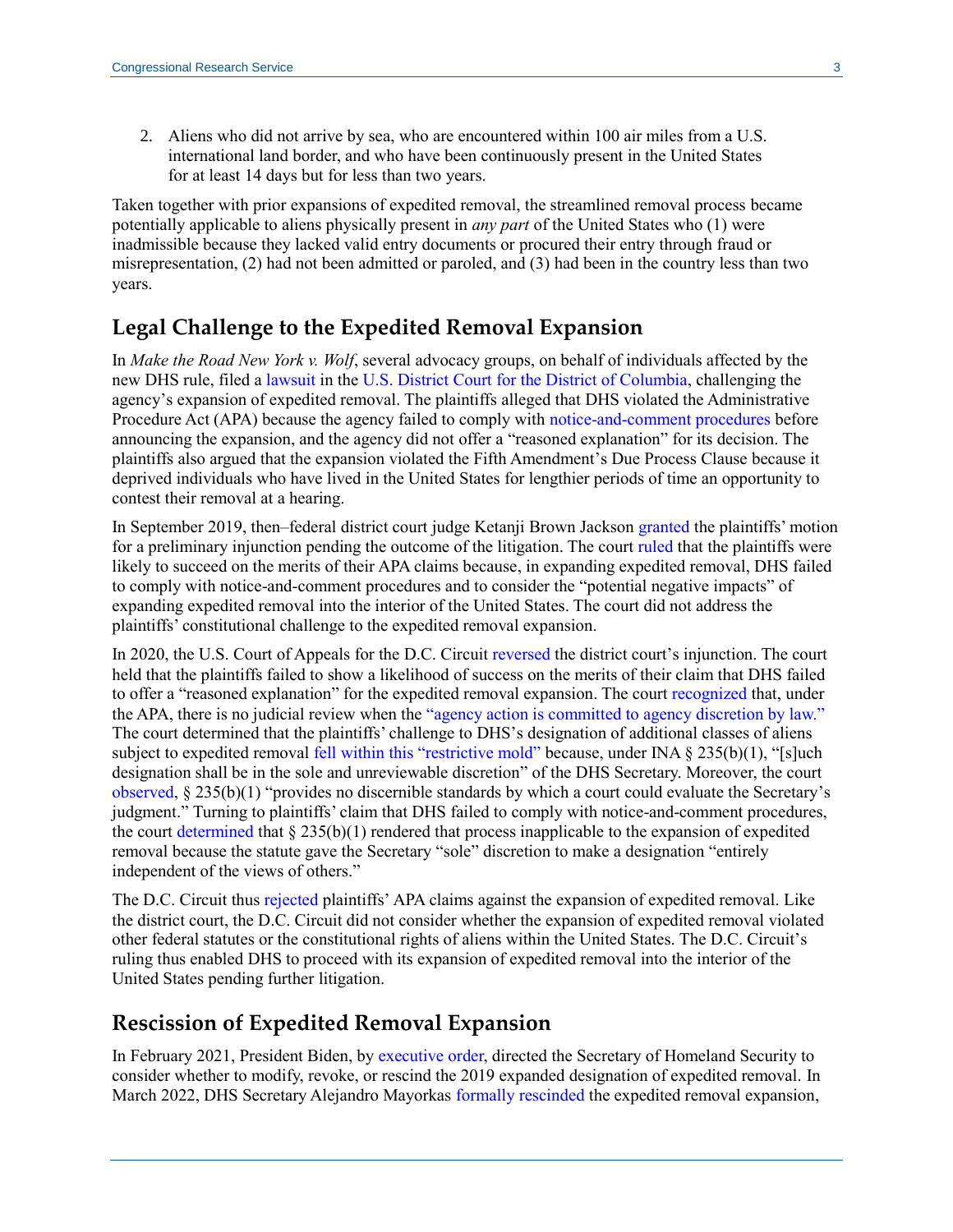2. Aliens who did not arrive by sea, who are encountered within 100 air miles from a U.S. international land border, and who have been continuously present in the United States for at least 14 days but for less than two years.

Taken together with prior expansions of expedited removal, the streamlined removal process became potentially applicable to aliens physically present in *any part* of the United States who (1) were inadmissible because they lacked valid entry documents or procured their entry through fraud or misrepresentation, (2) had not been admitted or paroled, and (3) had been in the country less than two years.

## Legal Challenge to the Expedited Removal Expansion

In *Make the Road New York v. Wolf*, several advocacy groups, on behalf of individuals affected by the new DHS rule, filed a lawsuit in the U.S. District Court for the District of Columbia, challenging the agency's expansion of expedited removal. The plaintiffs alleged that DHS violated the Administrative Procedure Act (APA) because the agency failed to comply with notice-and-comment procedures before announcing the expansion, and the agency did not offer a "reasoned explanation" for its decision. The plaintiffs also argued that the expansion violated the Fifth Amendment's Due Process Clause because it deprived individuals who have lived in the United States for lengthier periods of time an opportunity to contest their removal at a hearing.

In September 2019, then–federal district court judge Ketanji Brown Jackson granted the plaintiffs' motion for a preliminary injunction pending the outcome of the litigation. The court ruled that the plaintiffs were likely to succeed on the merits of their APA claims because, in expanding expedited removal, DHS failed to comply with notice-and-comment procedures and to consider the "potential negative impacts" of expanding expedited removal into the interior of the United States. The court did not address the plaintiffs' constitutional challenge to the expedited removal expansion.

In 2020, the U.S. Court of Appeals for the D.C. Circuit reversed the district court's injunction. The court held that the plaintiffs failed to show a likelihood of success on the merits of their claim that DHS failed to offer a "reasoned explanation" for the expedited removal expansion. The court recognized that, under the APA, there is no judicial review when the "agency action is committed to agency discretion by law." The court determined that the plaintiffs' challenge to DHS's designation of additional classes of aliens subject to expedited removal fell within this "restrictive mold" because, under INA § 235(b)(1), "[s]uch designation shall be in the sole and unreviewable discretion" of the DHS Secretary. Moreover, the court observed, § 235(b)(1) "provides no discernible standards by which a court could evaluate the Secretary's judgment." Turning to plaintiffs' claim that DHS failed to comply with notice-and-comment procedures, the court determined that § 235(b)(1) rendered that process inapplicable to the expansion of expedited removal because the statute gave the Secretary "sole" discretion to make a designation "entirely independent of the views of others."

The D.C. Circuit thus rejected plaintiffs' APA claims against the expansion of expedited removal. Like the district court, the D.C. Circuit did not consider whether the expansion of expedited removal violated other federal statutes or the constitutional rights of aliens within the United States. The D.C. Circuit's ruling thus enabled DHS to proceed with its expansion of expedited removal into the interior of the United States pending further litigation.

## Rescission of Expedited Removal Expansion

In February 2021, President Biden, by executive order, directed the Secretary of Homeland Security to consider whether to modify, revoke, or rescind the 2019 expanded designation of expedited removal. In March 2022, DHS Secretary Alejandro Mayorkas formally rescinded the expedited removal expansion,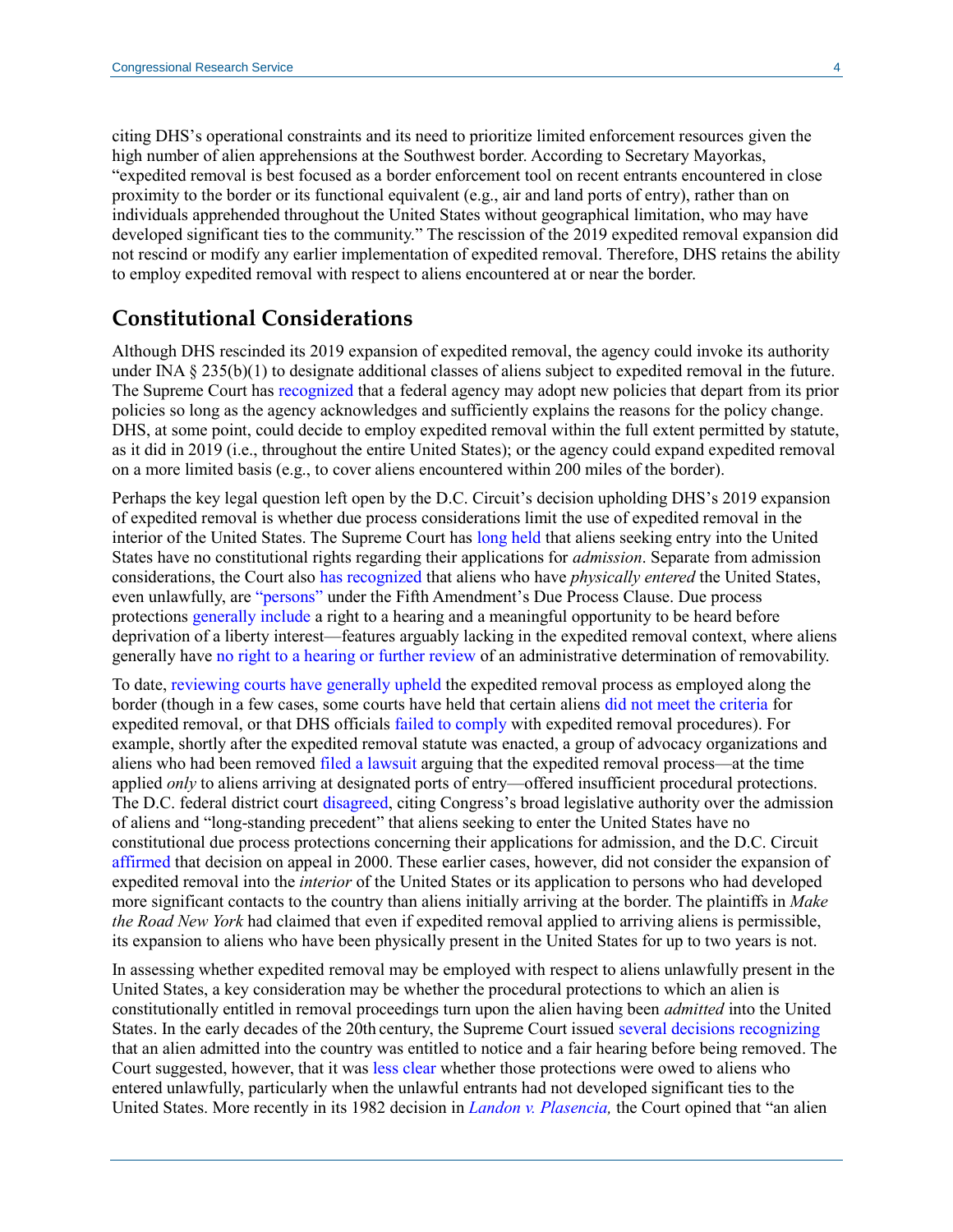citing DHS's operational constraints and its need to prioritize limited enforcement resources given the high number of alien apprehensions at the Southwest border. According to Secretary Mayorkas, "expedited removal is best focused as a border enforcement tool on recent entrants encountered in close proximity to the border or its functional equivalent (e.g., air and land ports of entry), rather than on individuals apprehended throughout the United States without geographical limitation, who may have developed significant ties to the community." The rescission of the 2019 expedited removal expansion did not rescind or modify any earlier implementation of expedited removal. Therefore, DHS retains the ability to employ expedited removal with respect to aliens encountered at or near the border.

## Constitutional Considerations

Although DHS rescinded its 2019 expansion of expedited removal, the agency could invoke its authority under INA § 235(b)(1) to designate additional classes of aliens subject to expedited removal in the future. The Supreme Court has recognized that a federal agency may adopt new policies that depart from its prior policies so long as the agency acknowledges and sufficiently explains the reasons for the policy change. DHS, at some point, could decide to employ expedited removal within the full extent permitted by statute, as it did in 2019 (i.e., throughout the entire United States); or the agency could expand expedited removal on a more limited basis (e.g., to cover aliens encountered within 200 miles of the border).

Perhaps the key legal question left open by the D.C. Circuit's decision upholding DHS's 2019 expansion of expedited removal is whether due process considerations limit the use of expedited removal in the interior of the United States. The Supreme Court has long held that aliens seeking entry into the United States have no constitutional rights regarding their applications for *admission*. Separate from admission considerations, the Court also has recognized that aliens who have *physically entered* the United States, even unlawfully, are "persons" under the Fifth Amendment's Due Process Clause. Due process protections generally include a right to a hearing and a meaningful opportunity to be heard before deprivation of a liberty interest—features arguably lacking in the expedited removal context, where aliens generally have no right to a hearing or further review of an administrative determination of removability.

To date, reviewing courts have generally upheld the expedited removal process as employed along the border (though in a few cases, some courts have held that certain aliens did not meet the criteria for expedited removal, or that DHS officials failed to comply with expedited removal procedures). For example, shortly after the expedited removal statute was enacted, a group of advocacy organizations and aliens who had been removed filed a lawsuit arguing that the expedited removal process—at the time applied *only* to aliens arriving at designated ports of entry—offered insufficient procedural protections. The D.C. federal district court disagreed, citing Congress's broad legislative authority over the admission of aliens and "long-standing precedent" that aliens seeking to enter the United States have no constitutional due process protections concerning their applications for admission, and the D.C. Circuit affirmed that decision on appeal in 2000. These earlier cases, however, did not consider the expansion of expedited removal into the *interior* of the United States or its application to persons who had developed more significant contacts to the country than aliens initially arriving at the border. The plaintiffs in *Make the Road New York* had claimed that even if expedited removal applied to arriving aliens is permissible, its expansion to aliens who have been physically present in the United States for up to two years is not.

In assessing whether expedited removal may be employed with respect to aliens unlawfully present in the United States, a key consideration may be whether the procedural protections to which an alien is constitutionally entitled in removal proceedings turn upon the alien having been *admitted* into the United States. In the early decades of the 20th century, the Supreme Court issued several decisions recognizing that an alien admitted into the country was entitled to notice and a fair hearing before being removed. The Court suggested, however, that it was less clear whether those protections were owed to aliens who entered unlawfully, particularly when the unlawful entrants had not developed significant ties to the United States. More recently in its 1982 decision in *Landon v. Plasencia,* the Court opined that "an alien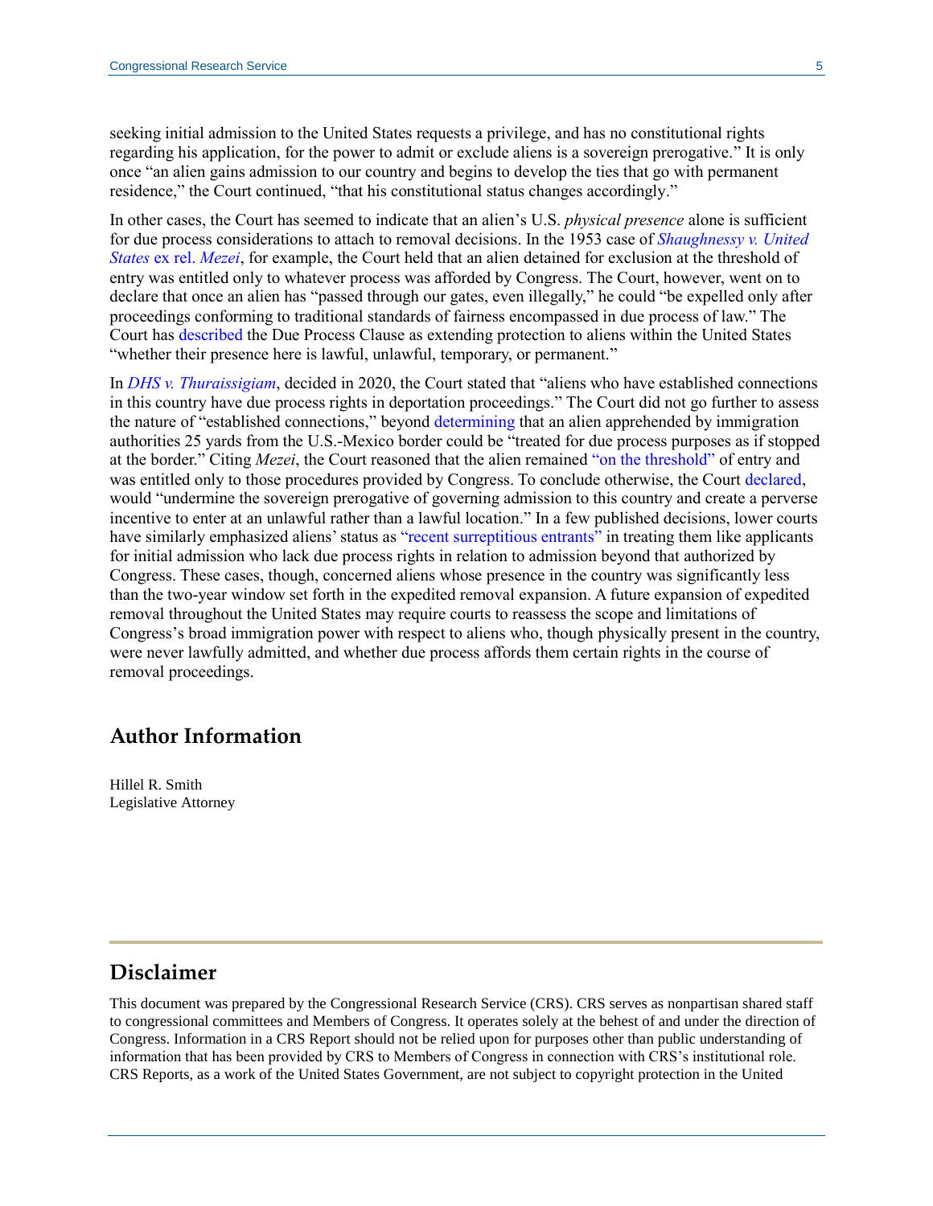seeking initial admission to the United States requests a privilege, and has no constitutional rights regarding his application, for the power to admit or exclude aliens is a sovereign prerogative." It is only once "an alien gains admission to our country and begins to develop the ties that go with permanent residence," the Court continued, "that his constitutional status changes accordingly."

In other cases, the Court has seemed to indicate that an alien's U.S. *physical presence* alone is sufficient for due process considerations to attach to removal decisions. In the 1953 case of *Shaughnessy v. United States* ex rel. *Mezei*, for example, the Court held that an alien detained for exclusion at the threshold of entry was entitled only to whatever process was afforded by Congress. The Court, however, went on to declare that once an alien has "passed through our gates, even illegally," he could "be expelled only after proceedings conforming to traditional standards of fairness encompassed in due process of law." The Court has described the Due Process Clause as extending protection to aliens within the United States "whether their presence here is lawful, unlawful, temporary, or permanent."

In *DHS v. Thuraissigiam*, decided in 2020, the Court stated that "aliens who have established connections in this country have due process rights in deportation proceedings." The Court did not go further to assess the nature of "established connections," beyond determining that an alien apprehended by immigration authorities 25 yards from the U.S.-Mexico border could be "treated for due process purposes as if stopped at the border." Citing *Mezei*, the Court reasoned that the alien remained "on the threshold" of entry and was entitled only to those procedures provided by Congress. To conclude otherwise, the Court declared, would "undermine the sovereign prerogative of governing admission to this country and create a perverse incentive to enter at an unlawful rather than a lawful location." In a few published decisions, lower courts have similarly emphasized aliens' status as "recent surreptitious entrants" in treating them like applicants for initial admission who lack due process rights in relation to admission beyond that authorized by Congress. These cases, though, concerned aliens whose presence in the country was significantly less than the two-year window set forth in the expedited removal expansion. A future expansion of expedited removal throughout the United States may require courts to reassess the scope and limitations of Congress's broad immigration power with respect to aliens who, though physically present in the country, were never lawfully admitted, and whether due process affords them certain rights in the course of removal proceedings.

## Author Information

Hillel R. Smith
Legislative Attorney

## Disclaimer

This document was prepared by the Congressional Research Service (CRS). CRS serves as nonpartisan shared staff to congressional committees and Members of Congress. It operates solely at the behest of and under the direction of Congress. Information in a CRS Report should not be relied upon for purposes other than public understanding of information that has been provided by CRS to Members of Congress in connection with CRS's institutional role. CRS Reports, as a work of the United States Government, are not subject to copyright protection in the United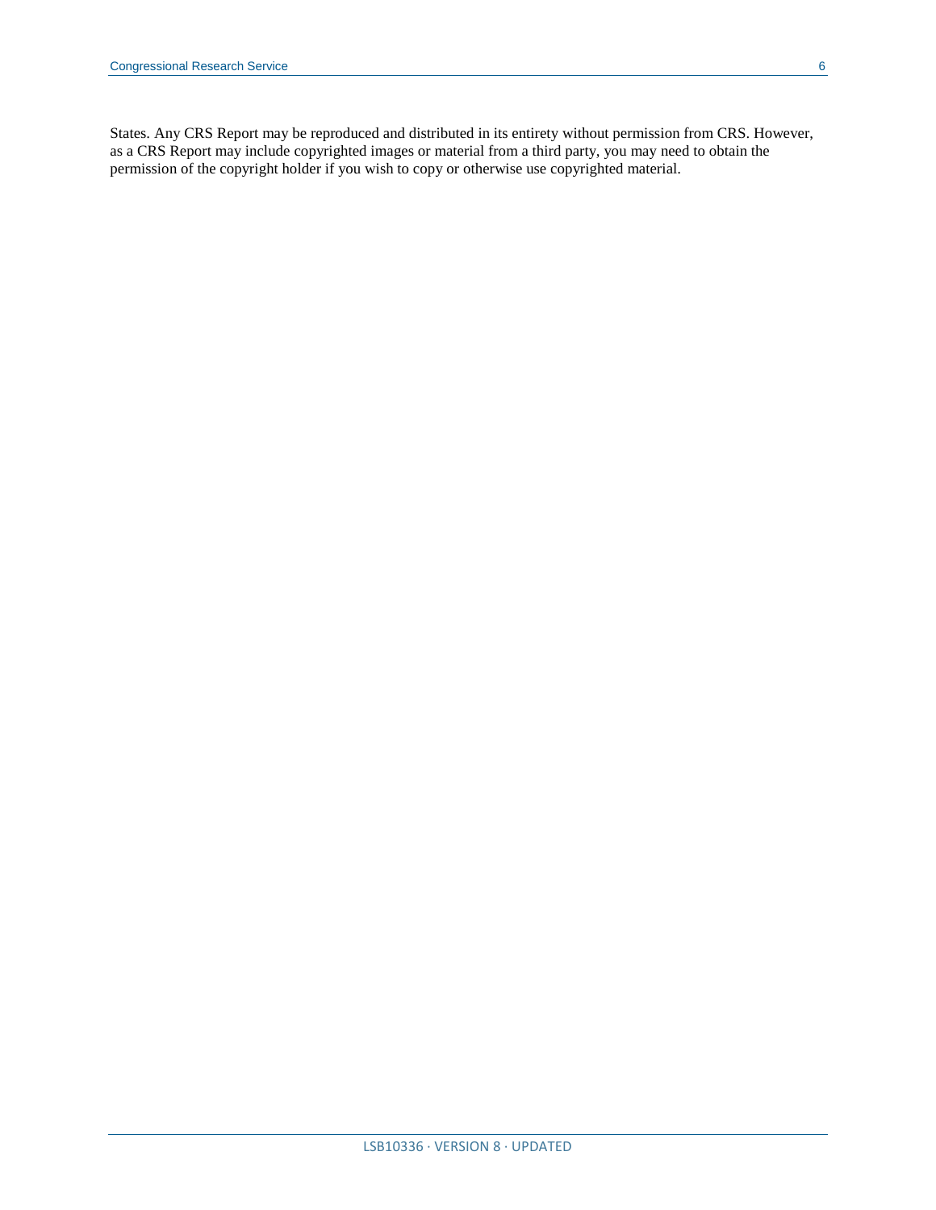States. Any CRS Report may be reproduced and distributed in its entirety without permission from CRS. However, as a CRS Report may include copyrighted images or material from a third party, you may need to obtain the permission of the copyright holder if you wish to copy or otherwise use copyrighted material.